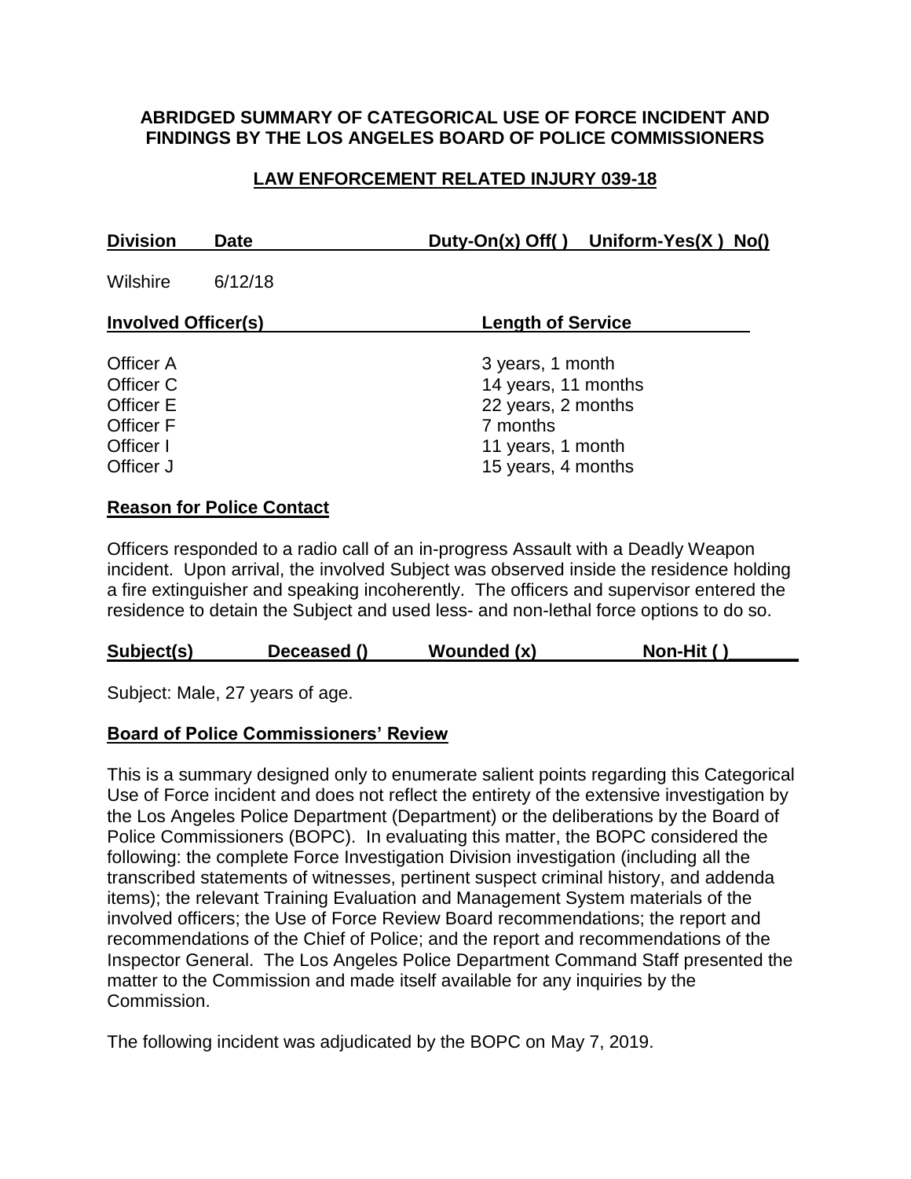**ABRIDGED SUMMARY OF CATEGORICAL USE OF FORCE INCIDENT AND FINDINGS BY THE LOS ANGELES BOARD OF POLICE COMMISSIONERS**

**LAW ENFORCEMENT RELATED INJURY 039-18**

| Division | Date | Duty-On(x) Off( ) | Uniform-Yes(X ) No() |
|---|---|---|---|
| Wilshire | 6/12/18 | | |

| Involved Officer(s) | Length of Service |
|---|---|
| Officer A | 3 years, 1 month |
| Officer C | 14 years, 11 months |
| Officer E | 22 years, 2 months |
| Officer F | 7 months |
| Officer I | 11 years, 1 month |
| Officer J | 15 years, 4 months |

**Reason for Police Contact**

Officers responded to a radio call of an in-progress Assault with a Deadly Weapon incident. Upon arrival, the involved Subject was observed inside the residence holding a fire extinguisher and speaking incoherently. The officers and supervisor entered the residence to detain the Subject and used less- and non-lethal force options to do so.

| Subject(s) | Deceased () | Wounded (x) | Non-Hit ( ) |
|---|---|---|---|

Subject: Male, 27 years of age.

**Board of Police Commissioners' Review**

This is a summary designed only to enumerate salient points regarding this Categorical Use of Force incident and does not reflect the entirety of the extensive investigation by the Los Angeles Police Department (Department) or the deliberations by the Board of Police Commissioners (BOPC). In evaluating this matter, the BOPC considered the following: the complete Force Investigation Division investigation (including all the transcribed statements of witnesses, pertinent suspect criminal history, and addenda items); the relevant Training Evaluation and Management System materials of the involved officers; the Use of Force Review Board recommendations; the report and recommendations of the Chief of Police; and the report and recommendations of the Inspector General. The Los Angeles Police Department Command Staff presented the matter to the Commission and made itself available for any inquiries by the Commission.

The following incident was adjudicated by the BOPC on May 7, 2019.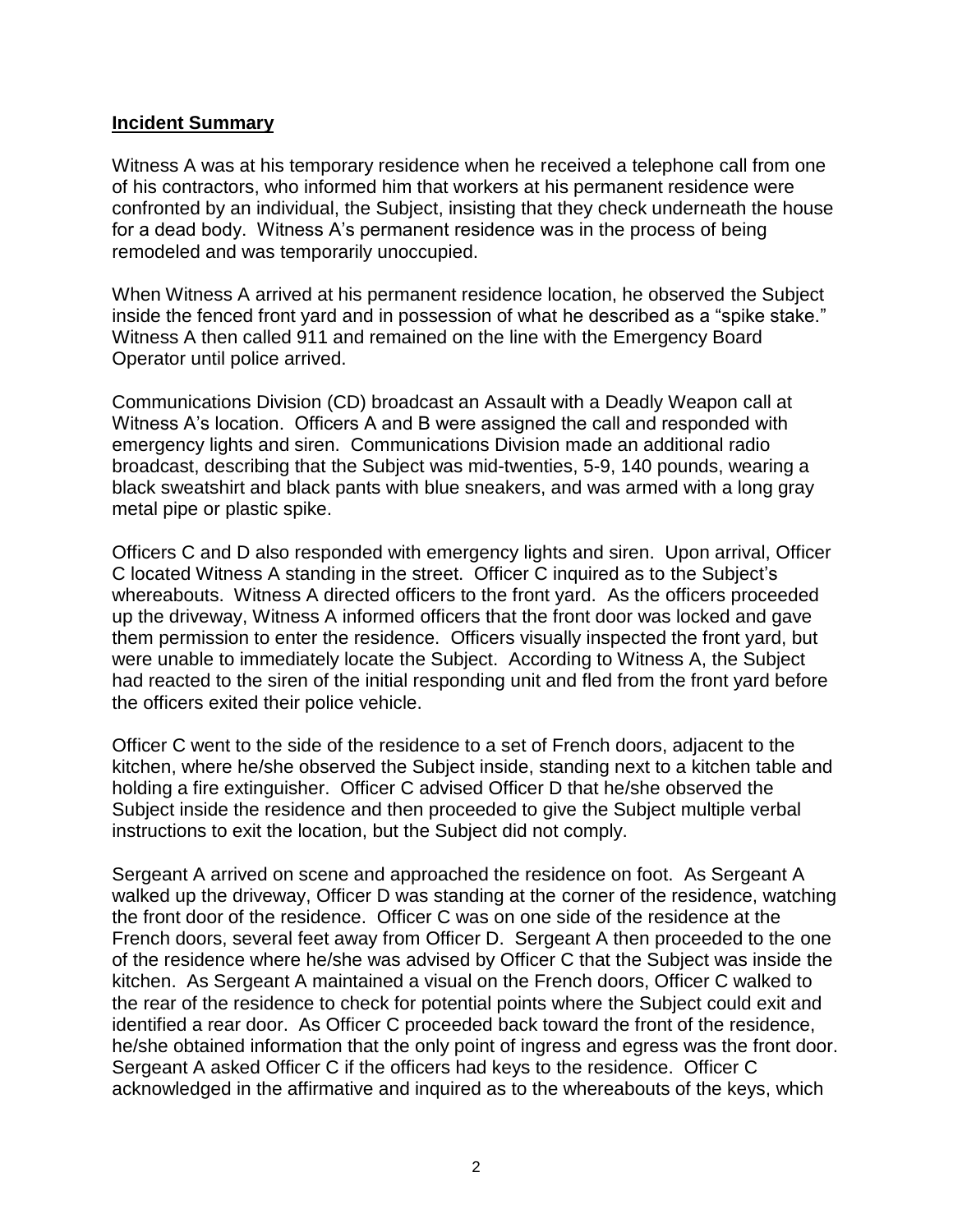## **Incident Summary**

Witness A was at his temporary residence when he received a telephone call from one of his contractors, who informed him that workers at his permanent residence were confronted by an individual, the Subject, insisting that they check underneath the house for a dead body. Witness A's permanent residence was in the process of being remodeled and was temporarily unoccupied.

When Witness A arrived at his permanent residence location, he observed the Subject inside the fenced front yard and in possession of what he described as a "spike stake." Witness A then called 911 and remained on the line with the Emergency Board Operator until police arrived.

Communications Division (CD) broadcast an Assault with a Deadly Weapon call at Witness A's location. Officers A and B were assigned the call and responded with emergency lights and siren. Communications Division made an additional radio broadcast, describing that the Subject was mid-twenties, 5-9, 140 pounds, wearing a black sweatshirt and black pants with blue sneakers, and was armed with a long gray metal pipe or plastic spike.

Officers C and D also responded with emergency lights and siren. Upon arrival, Officer C located Witness A standing in the street. Officer C inquired as to the Subject's whereabouts. Witness A directed officers to the front yard. As the officers proceeded up the driveway, Witness A informed officers that the front door was locked and gave them permission to enter the residence. Officers visually inspected the front yard, but were unable to immediately locate the Subject. According to Witness A, the Subject had reacted to the siren of the initial responding unit and fled from the front yard before the officers exited their police vehicle.

Officer C went to the side of the residence to a set of French doors, adjacent to the kitchen, where he/she observed the Subject inside, standing next to a kitchen table and holding a fire extinguisher. Officer C advised Officer D that he/she observed the Subject inside the residence and then proceeded to give the Subject multiple verbal instructions to exit the location, but the Subject did not comply.

Sergeant A arrived on scene and approached the residence on foot. As Sergeant A walked up the driveway, Officer D was standing at the corner of the residence, watching the front door of the residence. Officer C was on one side of the residence at the French doors, several feet away from Officer D. Sergeant A then proceeded to the one of the residence where he/she was advised by Officer C that the Subject was inside the kitchen. As Sergeant A maintained a visual on the French doors, Officer C walked to the rear of the residence to check for potential points where the Subject could exit and identified a rear door. As Officer C proceeded back toward the front of the residence, he/she obtained information that the only point of ingress and egress was the front door. Sergeant A asked Officer C if the officers had keys to the residence. Officer C acknowledged in the affirmative and inquired as to the whereabouts of the keys, which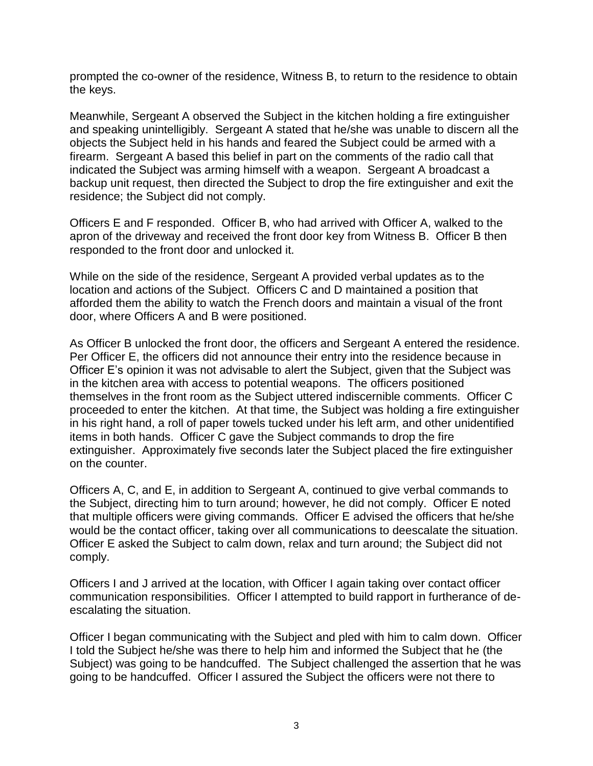prompted the co-owner of the residence, Witness B, to return to the residence to obtain the keys.

Meanwhile, Sergeant A observed the Subject in the kitchen holding a fire extinguisher and speaking unintelligibly. Sergeant A stated that he/she was unable to discern all the objects the Subject held in his hands and feared the Subject could be armed with a firearm. Sergeant A based this belief in part on the comments of the radio call that indicated the Subject was arming himself with a weapon. Sergeant A broadcast a backup unit request, then directed the Subject to drop the fire extinguisher and exit the residence; the Subject did not comply.

Officers E and F responded. Officer B, who had arrived with Officer A, walked to the apron of the driveway and received the front door key from Witness B. Officer B then responded to the front door and unlocked it.

While on the side of the residence, Sergeant A provided verbal updates as to the location and actions of the Subject. Officers C and D maintained a position that afforded them the ability to watch the French doors and maintain a visual of the front door, where Officers A and B were positioned.

As Officer B unlocked the front door, the officers and Sergeant A entered the residence. Per Officer E, the officers did not announce their entry into the residence because in Officer E's opinion it was not advisable to alert the Subject, given that the Subject was in the kitchen area with access to potential weapons. The officers positioned themselves in the front room as the Subject uttered indiscernible comments. Officer C proceeded to enter the kitchen. At that time, the Subject was holding a fire extinguisher in his right hand, a roll of paper towels tucked under his left arm, and other unidentified items in both hands. Officer C gave the Subject commands to drop the fire extinguisher. Approximately five seconds later the Subject placed the fire extinguisher on the counter.

Officers A, C, and E, in addition to Sergeant A, continued to give verbal commands to the Subject, directing him to turn around; however, he did not comply. Officer E noted that multiple officers were giving commands. Officer E advised the officers that he/she would be the contact officer, taking over all communications to deescalate the situation. Officer E asked the Subject to calm down, relax and turn around; the Subject did not comply.

Officers I and J arrived at the location, with Officer I again taking over contact officer communication responsibilities. Officer I attempted to build rapport in furtherance of de-escalating the situation.

Officer I began communicating with the Subject and pled with him to calm down. Officer I told the Subject he/she was there to help him and informed the Subject that he (the Subject) was going to be handcuffed. The Subject challenged the assertion that he was going to be handcuffed. Officer I assured the Subject the officers were not there to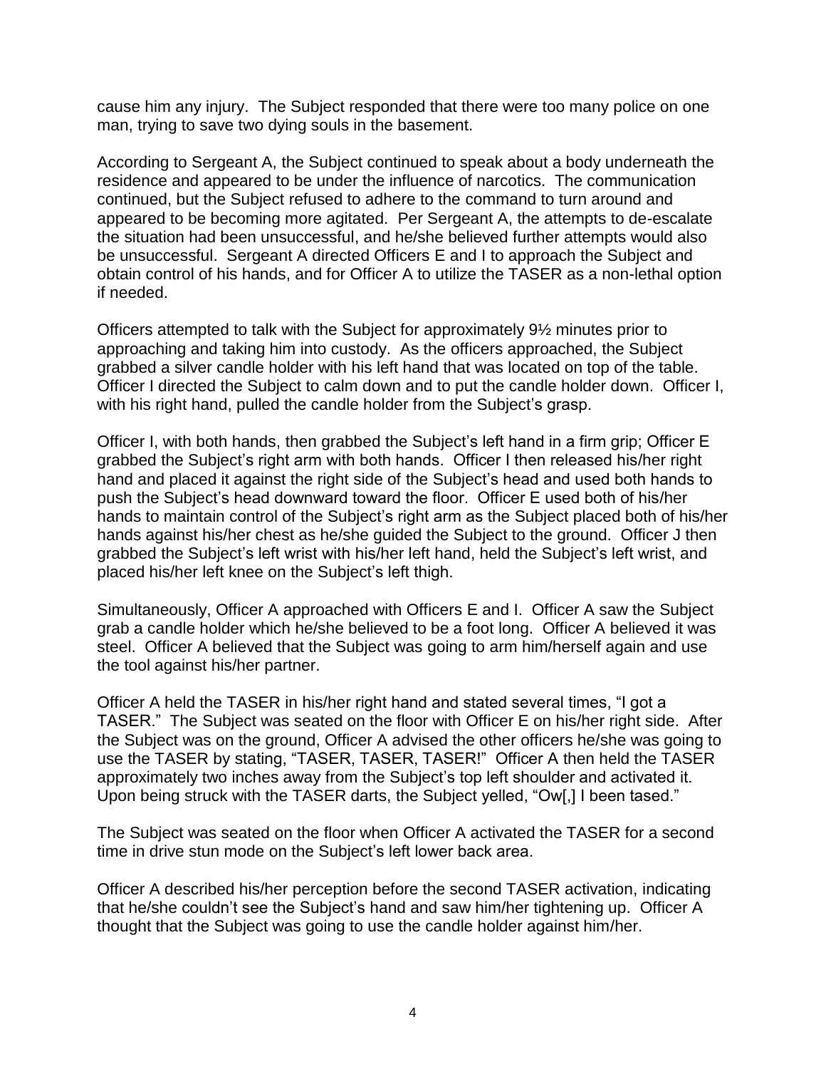cause him any injury. The Subject responded that there were too many police on one man, trying to save two dying souls in the basement.

According to Sergeant A, the Subject continued to speak about a body underneath the residence and appeared to be under the influence of narcotics. The communication continued, but the Subject refused to adhere to the command to turn around and appeared to be becoming more agitated. Per Sergeant A, the attempts to de-escalate the situation had been unsuccessful, and he/she believed further attempts would also be unsuccessful. Sergeant A directed Officers E and I to approach the Subject and obtain control of his hands, and for Officer A to utilize the TASER as a non-lethal option if needed.

Officers attempted to talk with the Subject for approximately 9½ minutes prior to approaching and taking him into custody. As the officers approached, the Subject grabbed a silver candle holder with his left hand that was located on top of the table. Officer I directed the Subject to calm down and to put the candle holder down. Officer I, with his right hand, pulled the candle holder from the Subject's grasp.

Officer I, with both hands, then grabbed the Subject's left hand in a firm grip; Officer E grabbed the Subject's right arm with both hands. Officer I then released his/her right hand and placed it against the right side of the Subject's head and used both hands to push the Subject's head downward toward the floor. Officer E used both of his/her hands to maintain control of the Subject's right arm as the Subject placed both of his/her hands against his/her chest as he/she guided the Subject to the ground. Officer J then grabbed the Subject's left wrist with his/her left hand, held the Subject's left wrist, and placed his/her left knee on the Subject's left thigh.

Simultaneously, Officer A approached with Officers E and I. Officer A saw the Subject grab a candle holder which he/she believed to be a foot long. Officer A believed it was steel. Officer A believed that the Subject was going to arm him/herself again and use the tool against his/her partner.

Officer A held the TASER in his/her right hand and stated several times, "I got a TASER." The Subject was seated on the floor with Officer E on his/her right side. After the Subject was on the ground, Officer A advised the other officers he/she was going to use the TASER by stating, "TASER, TASER, TASER!" Officer A then held the TASER approximately two inches away from the Subject's top left shoulder and activated it. Upon being struck with the TASER darts, the Subject yelled, "Ow[,] I been tased."

The Subject was seated on the floor when Officer A activated the TASER for a second time in drive stun mode on the Subject's left lower back area.

Officer A described his/her perception before the second TASER activation, indicating that he/she couldn't see the Subject's hand and saw him/her tightening up. Officer A thought that the Subject was going to use the candle holder against him/her.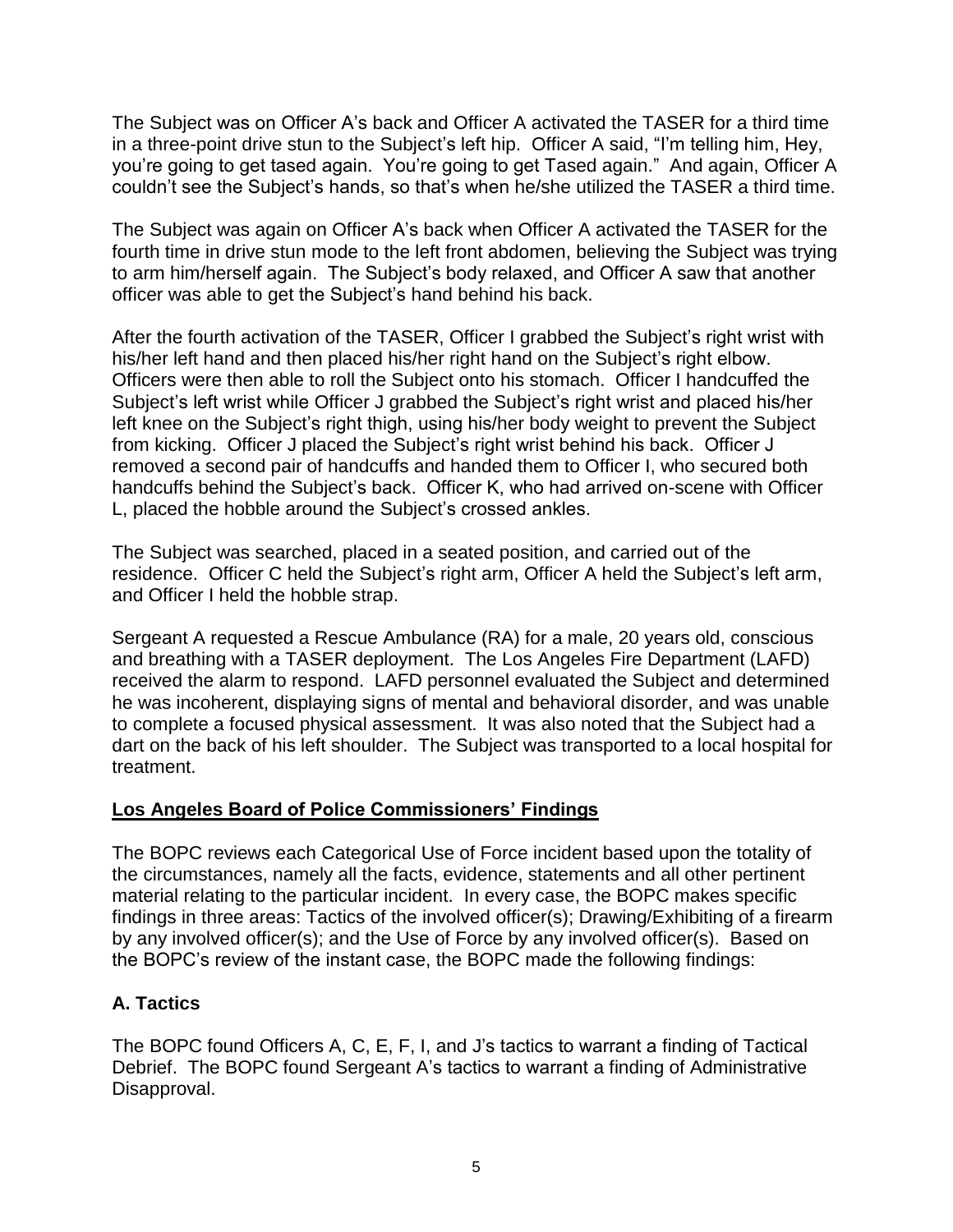The Subject was on Officer A's back and Officer A activated the TASER for a third time in a three-point drive stun to the Subject's left hip. Officer A said, "I'm telling him, Hey, you're going to get tased again. You're going to get Tased again." And again, Officer A couldn't see the Subject's hands, so that's when he/she utilized the TASER a third time.

The Subject was again on Officer A's back when Officer A activated the TASER for the fourth time in drive stun mode to the left front abdomen, believing the Subject was trying to arm him/herself again. The Subject's body relaxed, and Officer A saw that another officer was able to get the Subject's hand behind his back.

After the fourth activation of the TASER, Officer I grabbed the Subject's right wrist with his/her left hand and then placed his/her right hand on the Subject's right elbow. Officers were then able to roll the Subject onto his stomach. Officer I handcuffed the Subject's left wrist while Officer J grabbed the Subject's right wrist and placed his/her left knee on the Subject's right thigh, using his/her body weight to prevent the Subject from kicking. Officer J placed the Subject's right wrist behind his back. Officer J removed a second pair of handcuffs and handed them to Officer I, who secured both handcuffs behind the Subject's back. Officer K, who had arrived on-scene with Officer L, placed the hobble around the Subject's crossed ankles.

The Subject was searched, placed in a seated position, and carried out of the residence. Officer C held the Subject's right arm, Officer A held the Subject's left arm, and Officer I held the hobble strap.

Sergeant A requested a Rescue Ambulance (RA) for a male, 20 years old, conscious and breathing with a TASER deployment. The Los Angeles Fire Department (LAFD) received the alarm to respond. LAFD personnel evaluated the Subject and determined he was incoherent, displaying signs of mental and behavioral disorder, and was unable to complete a focused physical assessment. It was also noted that the Subject had a dart on the back of his left shoulder. The Subject was transported to a local hospital for treatment.

## Los Angeles Board of Police Commissioners' Findings

The BOPC reviews each Categorical Use of Force incident based upon the totality of the circumstances, namely all the facts, evidence, statements and all other pertinent material relating to the particular incident. In every case, the BOPC makes specific findings in three areas: Tactics of the involved officer(s); Drawing/Exhibiting of a firearm by any involved officer(s); and the Use of Force by any involved officer(s). Based on the BOPC's review of the instant case, the BOPC made the following findings:

### A. Tactics

The BOPC found Officers A, C, E, F, I, and J's tactics to warrant a finding of Tactical Debrief. The BOPC found Sergeant A's tactics to warrant a finding of Administrative Disapproval.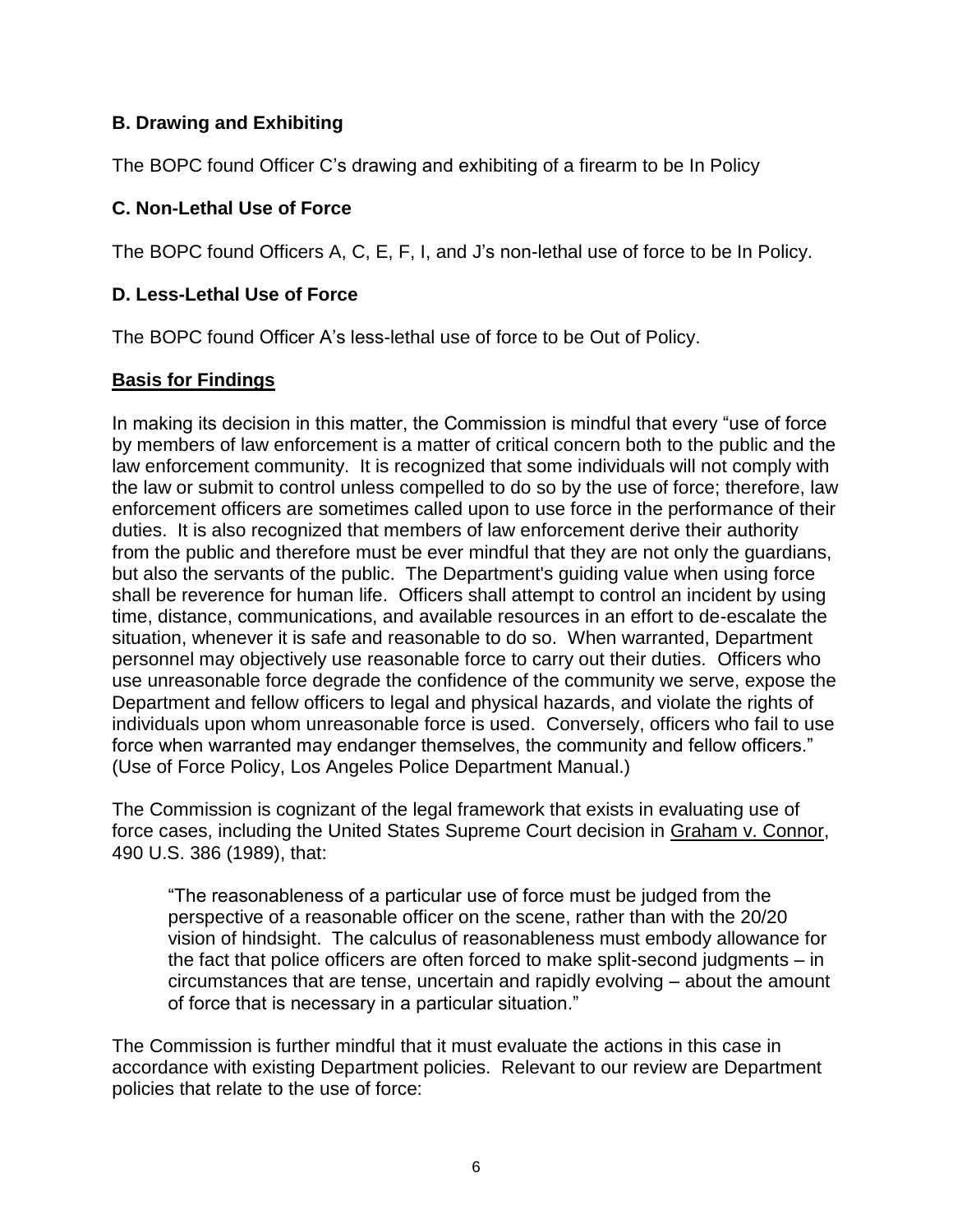### B. Drawing and Exhibiting

The BOPC found Officer C's drawing and exhibiting of a firearm to be In Policy

### C. Non-Lethal Use of Force

The BOPC found Officers A, C, E, F, I, and J's non-lethal use of force to be In Policy.

### D. Less-Lethal Use of Force

The BOPC found Officer A's less-lethal use of force to be Out of Policy.

## Basis for Findings

In making its decision in this matter, the Commission is mindful that every "use of force by members of law enforcement is a matter of critical concern both to the public and the law enforcement community. It is recognized that some individuals will not comply with the law or submit to control unless compelled to do so by the use of force; therefore, law enforcement officers are sometimes called upon to use force in the performance of their duties. It is also recognized that members of law enforcement derive their authority from the public and therefore must be ever mindful that they are not only the guardians, but also the servants of the public. The Department's guiding value when using force shall be reverence for human life. Officers shall attempt to control an incident by using time, distance, communications, and available resources in an effort to de-escalate the situation, whenever it is safe and reasonable to do so. When warranted, Department personnel may objectively use reasonable force to carry out their duties. Officers who use unreasonable force degrade the confidence of the community we serve, expose the Department and fellow officers to legal and physical hazards, and violate the rights of individuals upon whom unreasonable force is used. Conversely, officers who fail to use force when warranted may endanger themselves, the community and fellow officers." (Use of Force Policy, Los Angeles Police Department Manual.)

The Commission is cognizant of the legal framework that exists in evaluating use of force cases, including the United States Supreme Court decision in Graham v. Connor, 490 U.S. 386 (1989), that:

> "The reasonableness of a particular use of force must be judged from the perspective of a reasonable officer on the scene, rather than with the 20/20 vision of hindsight. The calculus of reasonableness must embody allowance for the fact that police officers are often forced to make split-second judgments – in circumstances that are tense, uncertain and rapidly evolving – about the amount of force that is necessary in a particular situation."

The Commission is further mindful that it must evaluate the actions in this case in accordance with existing Department policies. Relevant to our review are Department policies that relate to the use of force: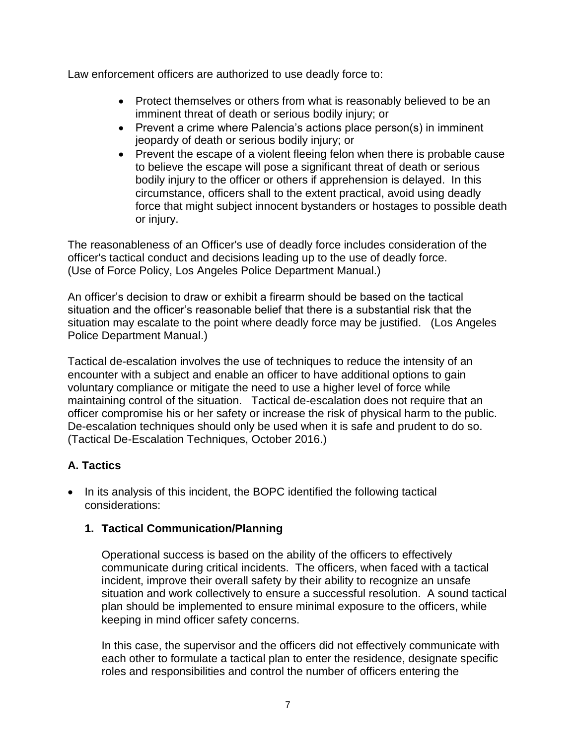Law enforcement officers are authorized to use deadly force to:

- Protect themselves or others from what is reasonably believed to be an imminent threat of death or serious bodily injury; or
- Prevent a crime where Palencia's actions place person(s) in imminent jeopardy of death or serious bodily injury; or
- Prevent the escape of a violent fleeing felon when there is probable cause to believe the escape will pose a significant threat of death or serious bodily injury to the officer or others if apprehension is delayed. In this circumstance, officers shall to the extent practical, avoid using deadly force that might subject innocent bystanders or hostages to possible death or injury.

The reasonableness of an Officer's use of deadly force includes consideration of the officer's tactical conduct and decisions leading up to the use of deadly force. (Use of Force Policy, Los Angeles Police Department Manual.)

An officer's decision to draw or exhibit a firearm should be based on the tactical situation and the officer's reasonable belief that there is a substantial risk that the situation may escalate to the point where deadly force may be justified. (Los Angeles Police Department Manual.)

Tactical de-escalation involves the use of techniques to reduce the intensity of an encounter with a subject and enable an officer to have additional options to gain voluntary compliance or mitigate the need to use a higher level of force while maintaining control of the situation. Tactical de-escalation does not require that an officer compromise his or her safety or increase the risk of physical harm to the public. De-escalation techniques should only be used when it is safe and prudent to do so. (Tactical De-Escalation Techniques, October 2016.)

## A. Tactics

- In its analysis of this incident, the BOPC identified the following tactical considerations:

### 1. Tactical Communication/Planning

Operational success is based on the ability of the officers to effectively communicate during critical incidents. The officers, when faced with a tactical incident, improve their overall safety by their ability to recognize an unsafe situation and work collectively to ensure a successful resolution. A sound tactical plan should be implemented to ensure minimal exposure to the officers, while keeping in mind officer safety concerns.

In this case, the supervisor and the officers did not effectively communicate with each other to formulate a tactical plan to enter the residence, designate specific roles and responsibilities and control the number of officers entering the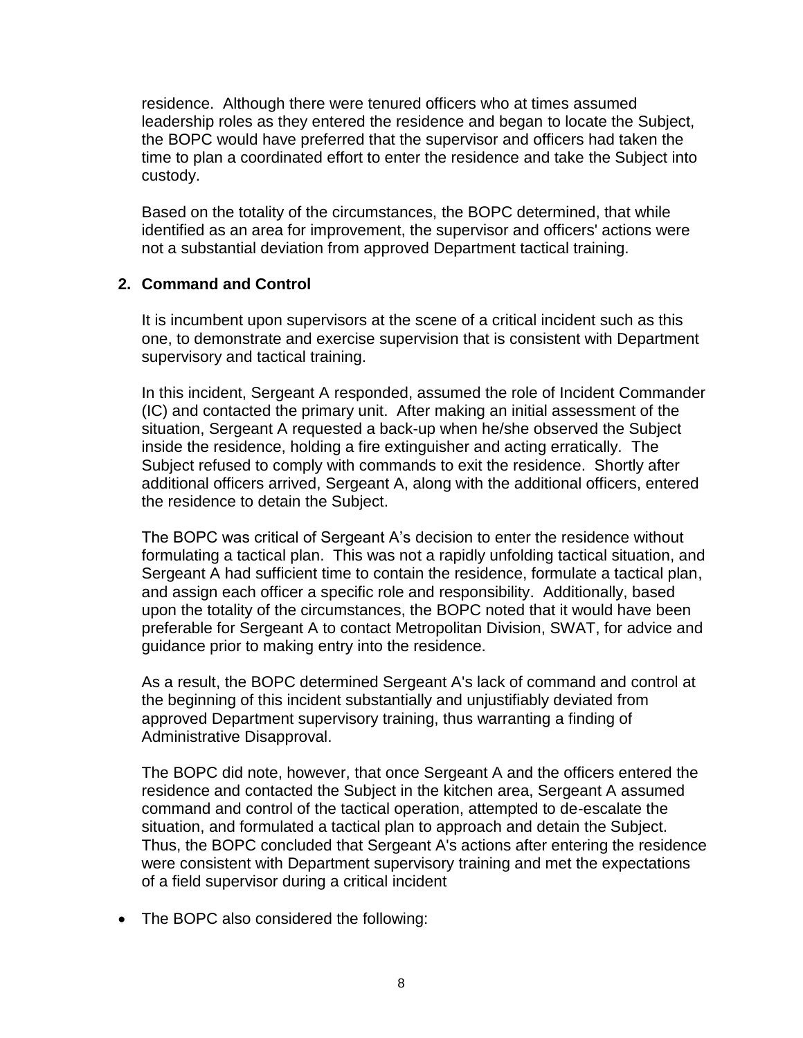residence. Although there were tenured officers who at times assumed leadership roles as they entered the residence and began to locate the Subject, the BOPC would have preferred that the supervisor and officers had taken the time to plan a coordinated effort to enter the residence and take the Subject into custody.

Based on the totality of the circumstances, the BOPC determined, that while identified as an area for improvement, the supervisor and officers' actions were not a substantial deviation from approved Department tactical training.

**2. Command and Control**

It is incumbent upon supervisors at the scene of a critical incident such as this one, to demonstrate and exercise supervision that is consistent with Department supervisory and tactical training.

In this incident, Sergeant A responded, assumed the role of Incident Commander (IC) and contacted the primary unit. After making an initial assessment of the situation, Sergeant A requested a back-up when he/she observed the Subject inside the residence, holding a fire extinguisher and acting erratically. The Subject refused to comply with commands to exit the residence. Shortly after additional officers arrived, Sergeant A, along with the additional officers, entered the residence to detain the Subject.

The BOPC was critical of Sergeant A's decision to enter the residence without formulating a tactical plan. This was not a rapidly unfolding tactical situation, and Sergeant A had sufficient time to contain the residence, formulate a tactical plan, and assign each officer a specific role and responsibility. Additionally, based upon the totality of the circumstances, the BOPC noted that it would have been preferable for Sergeant A to contact Metropolitan Division, SWAT, for advice and guidance prior to making entry into the residence.

As a result, the BOPC determined Sergeant A's lack of command and control at the beginning of this incident substantially and unjustifiably deviated from approved Department supervisory training, thus warranting a finding of Administrative Disapproval.

The BOPC did note, however, that once Sergeant A and the officers entered the residence and contacted the Subject in the kitchen area, Sergeant A assumed command and control of the tactical operation, attempted to de-escalate the situation, and formulated a tactical plan to approach and detain the Subject. Thus, the BOPC concluded that Sergeant A's actions after entering the residence were consistent with Department supervisory training and met the expectations of a field supervisor during a critical incident

- The BOPC also considered the following: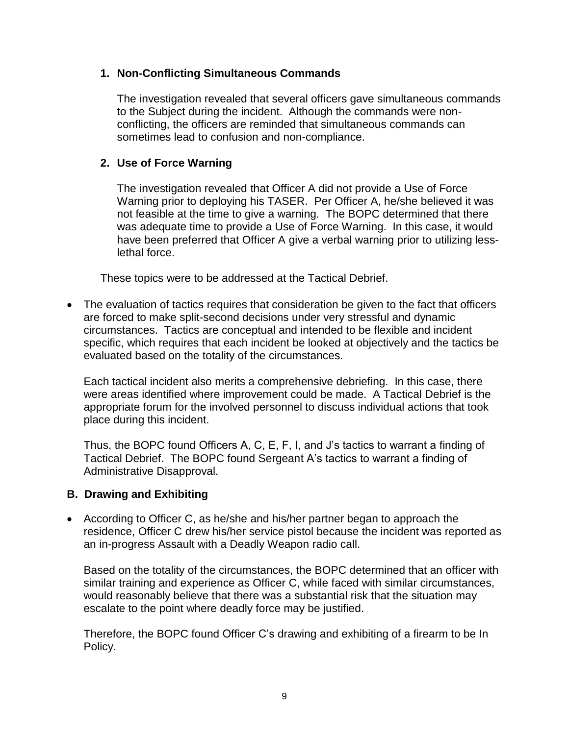**1. Non-Conflicting Simultaneous Commands**

The investigation revealed that several officers gave simultaneous commands to the Subject during the incident. Although the commands were non-conflicting, the officers are reminded that simultaneous commands can sometimes lead to confusion and non-compliance.

**2. Use of Force Warning**

The investigation revealed that Officer A did not provide a Use of Force Warning prior to deploying his TASER. Per Officer A, he/she believed it was not feasible at the time to give a warning. The BOPC determined that there was adequate time to provide a Use of Force Warning. In this case, it would have been preferred that Officer A give a verbal warning prior to utilizing less-lethal force.

These topics were to be addressed at the Tactical Debrief.

- The evaluation of tactics requires that consideration be given to the fact that officers are forced to make split-second decisions under very stressful and dynamic circumstances. Tactics are conceptual and intended to be flexible and incident specific, which requires that each incident be looked at objectively and the tactics be evaluated based on the totality of the circumstances.

  Each tactical incident also merits a comprehensive debriefing. In this case, there were areas identified where improvement could be made. A Tactical Debrief is the appropriate forum for the involved personnel to discuss individual actions that took place during this incident.

  Thus, the BOPC found Officers A, C, E, F, I, and J's tactics to warrant a finding of Tactical Debrief. The BOPC found Sergeant A's tactics to warrant a finding of Administrative Disapproval.

### B. Drawing and Exhibiting

- According to Officer C, as he/she and his/her partner began to approach the residence, Officer C drew his/her service pistol because the incident was reported as an in-progress Assault with a Deadly Weapon radio call.

  Based on the totality of the circumstances, the BOPC determined that an officer with similar training and experience as Officer C, while faced with similar circumstances, would reasonably believe that there was a substantial risk that the situation may escalate to the point where deadly force may be justified.

  Therefore, the BOPC found Officer C's drawing and exhibiting of a firearm to be In Policy.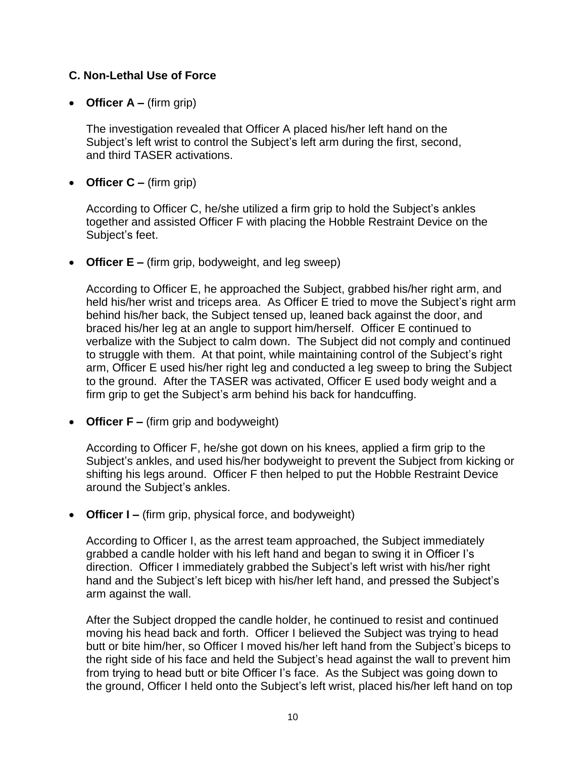### C. Non-Lethal Use of Force

- **Officer A –** (firm grip)

  The investigation revealed that Officer A placed his/her left hand on the Subject's left wrist to control the Subject's left arm during the first, second, and third TASER activations.

- **Officer C –** (firm grip)

  According to Officer C, he/she utilized a firm grip to hold the Subject's ankles together and assisted Officer F with placing the Hobble Restraint Device on the Subject's feet.

- **Officer E –** (firm grip, bodyweight, and leg sweep)

  According to Officer E, he approached the Subject, grabbed his/her right arm, and held his/her wrist and triceps area. As Officer E tried to move the Subject's right arm behind his/her back, the Subject tensed up, leaned back against the door, and braced his/her leg at an angle to support him/herself. Officer E continued to verbalize with the Subject to calm down. The Subject did not comply and continued to struggle with them. At that point, while maintaining control of the Subject's right arm, Officer E used his/her right leg and conducted a leg sweep to bring the Subject to the ground. After the TASER was activated, Officer E used body weight and a firm grip to get the Subject's arm behind his back for handcuffing.

- **Officer F –** (firm grip and bodyweight)

  According to Officer F, he/she got down on his knees, applied a firm grip to the Subject's ankles, and used his/her bodyweight to prevent the Subject from kicking or shifting his legs around. Officer F then helped to put the Hobble Restraint Device around the Subject's ankles.

- **Officer I –** (firm grip, physical force, and bodyweight)

  According to Officer I, as the arrest team approached, the Subject immediately grabbed a candle holder with his left hand and began to swing it in Officer I's direction. Officer I immediately grabbed the Subject's left wrist with his/her right hand and the Subject's left bicep with his/her left hand, and pressed the Subject's arm against the wall.

  After the Subject dropped the candle holder, he continued to resist and continued moving his head back and forth. Officer I believed the Subject was trying to head butt or bite him/her, so Officer I moved his/her left hand from the Subject's biceps to the right side of his face and held the Subject's head against the wall to prevent him from trying to head butt or bite Officer I's face. As the Subject was going down to the ground, Officer I held onto the Subject's left wrist, placed his/her left hand on top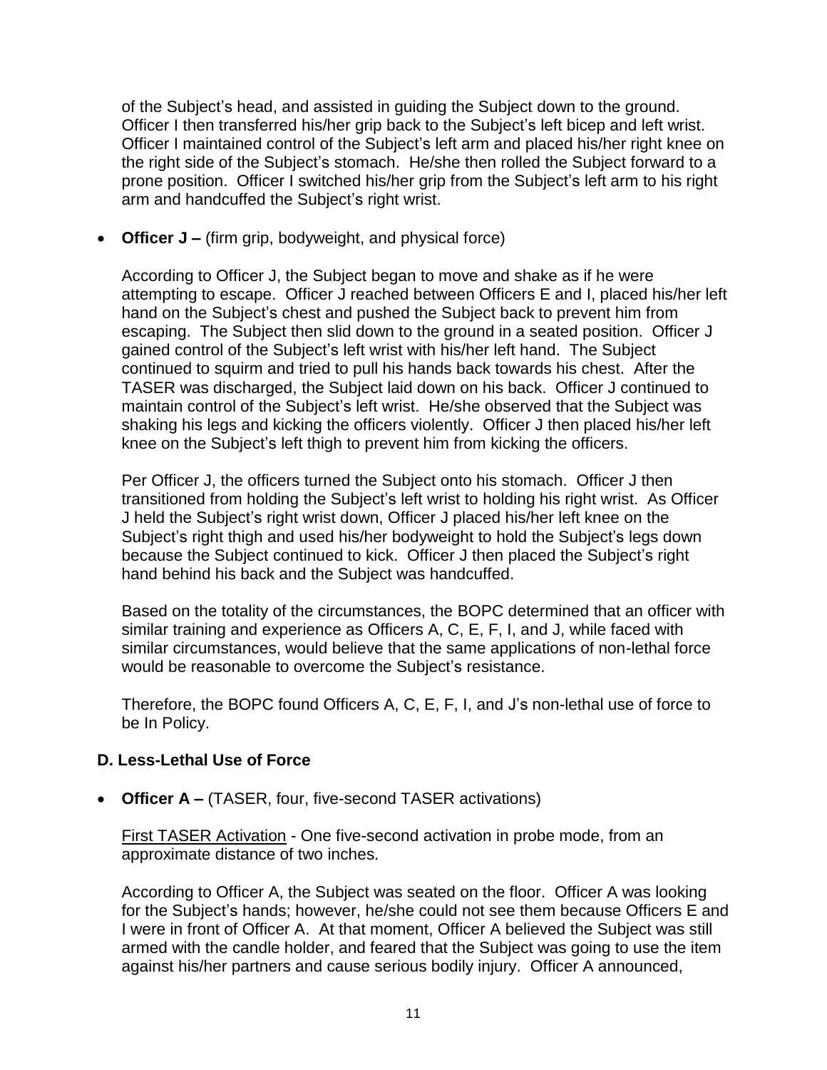of the Subject's head, and assisted in guiding the Subject down to the ground. Officer I then transferred his/her grip back to the Subject's left bicep and left wrist. Officer I maintained control of the Subject's left arm and placed his/her right knee on the right side of the Subject's stomach. He/she then rolled the Subject forward to a prone position. Officer I switched his/her grip from the Subject's left arm to his right arm and handcuffed the Subject's right wrist.

- **Officer J –** (firm grip, bodyweight, and physical force)

  According to Officer J, the Subject began to move and shake as if he were attempting to escape. Officer J reached between Officers E and I, placed his/her left hand on the Subject's chest and pushed the Subject back to prevent him from escaping. The Subject then slid down to the ground in a seated position. Officer J gained control of the Subject's left wrist with his/her left hand. The Subject continued to squirm and tried to pull his hands back towards his chest. After the TASER was discharged, the Subject laid down on his back. Officer J continued to maintain control of the Subject's left wrist. He/she observed that the Subject was shaking his legs and kicking the officers violently. Officer J then placed his/her left knee on the Subject's left thigh to prevent him from kicking the officers.

  Per Officer J, the officers turned the Subject onto his stomach. Officer J then transitioned from holding the Subject's left wrist to holding his right wrist. As Officer J held the Subject's right wrist down, Officer J placed his/her left knee on the Subject's right thigh and used his/her bodyweight to hold the Subject's legs down because the Subject continued to kick. Officer J then placed the Subject's right hand behind his back and the Subject was handcuffed.

  Based on the totality of the circumstances, the BOPC determined that an officer with similar training and experience as Officers A, C, E, F, I, and J, while faced with similar circumstances, would believe that the same applications of non-lethal force would be reasonable to overcome the Subject's resistance.

  Therefore, the BOPC found Officers A, C, E, F, I, and J's non-lethal use of force to be In Policy.

## D. Less-Lethal Use of Force

- **Officer A –** (TASER, four, five-second TASER activations)

  First TASER Activation - One five-second activation in probe mode, from an approximate distance of two inches.

  According to Officer A, the Subject was seated on the floor. Officer A was looking for the Subject's hands; however, he/she could not see them because Officers E and I were in front of Officer A. At that moment, Officer A believed the Subject was still armed with the candle holder, and feared that the Subject was going to use the item against his/her partners and cause serious bodily injury. Officer A announced,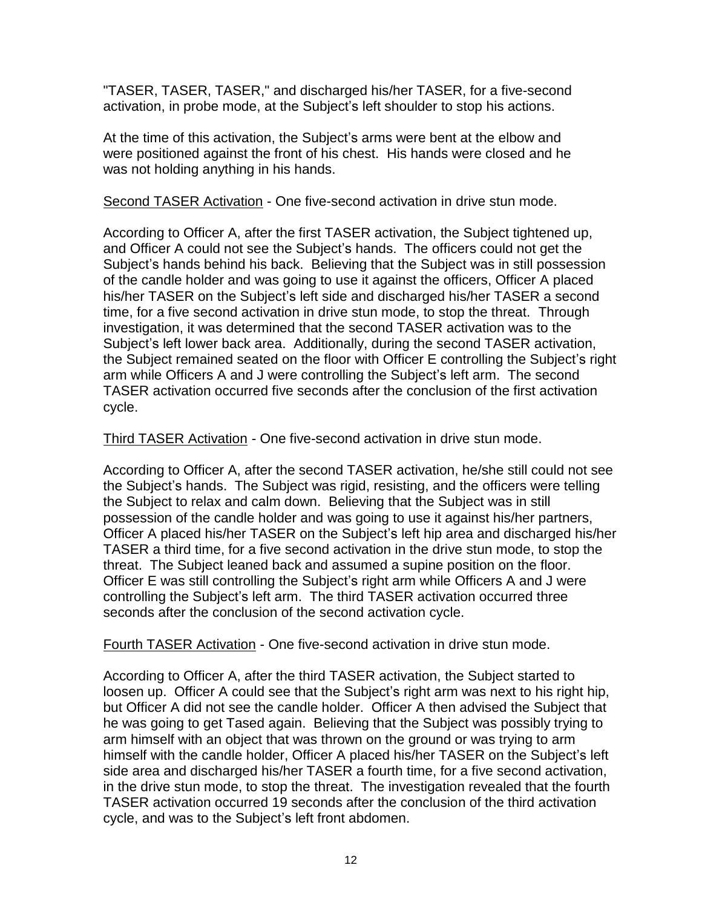"TASER, TASER, TASER," and discharged his/her TASER, for a five-second activation, in probe mode, at the Subject's left shoulder to stop his actions.

At the time of this activation, the Subject's arms were bent at the elbow and were positioned against the front of his chest. His hands were closed and he was not holding anything in his hands.

<u>Second TASER Activation</u> - One five-second activation in drive stun mode.

According to Officer A, after the first TASER activation, the Subject tightened up, and Officer A could not see the Subject's hands. The officers could not get the Subject's hands behind his back. Believing that the Subject was in still possession of the candle holder and was going to use it against the officers, Officer A placed his/her TASER on the Subject's left side and discharged his/her TASER a second time, for a five second activation in drive stun mode, to stop the threat. Through investigation, it was determined that the second TASER activation was to the Subject's left lower back area. Additionally, during the second TASER activation, the Subject remained seated on the floor with Officer E controlling the Subject's right arm while Officers A and J were controlling the Subject's left arm. The second TASER activation occurred five seconds after the conclusion of the first activation cycle.

<u>Third TASER Activation</u> - One five-second activation in drive stun mode.

According to Officer A, after the second TASER activation, he/she still could not see the Subject's hands. The Subject was rigid, resisting, and the officers were telling the Subject to relax and calm down. Believing that the Subject was in still possession of the candle holder and was going to use it against his/her partners, Officer A placed his/her TASER on the Subject's left hip area and discharged his/her TASER a third time, for a five second activation in the drive stun mode, to stop the threat. The Subject leaned back and assumed a supine position on the floor. Officer E was still controlling the Subject's right arm while Officers A and J were controlling the Subject's left arm. The third TASER activation occurred three seconds after the conclusion of the second activation cycle.

<u>Fourth TASER Activation</u> - One five-second activation in drive stun mode.

According to Officer A, after the third TASER activation, the Subject started to loosen up. Officer A could see that the Subject's right arm was next to his right hip, but Officer A did not see the candle holder. Officer A then advised the Subject that he was going to get Tased again. Believing that the Subject was possibly trying to arm himself with an object that was thrown on the ground or was trying to arm himself with the candle holder, Officer A placed his/her TASER on the Subject's left side area and discharged his/her TASER a fourth time, for a five second activation, in the drive stun mode, to stop the threat. The investigation revealed that the fourth TASER activation occurred 19 seconds after the conclusion of the third activation cycle, and was to the Subject's left front abdomen.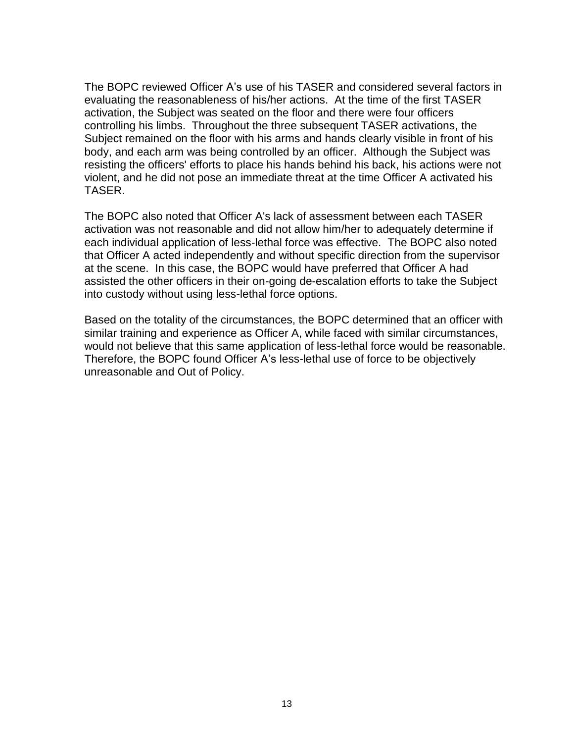The BOPC reviewed Officer A's use of his TASER and considered several factors in evaluating the reasonableness of his/her actions. At the time of the first TASER activation, the Subject was seated on the floor and there were four officers controlling his limbs. Throughout the three subsequent TASER activations, the Subject remained on the floor with his arms and hands clearly visible in front of his body, and each arm was being controlled by an officer. Although the Subject was resisting the officers' efforts to place his hands behind his back, his actions were not violent, and he did not pose an immediate threat at the time Officer A activated his TASER.

The BOPC also noted that Officer A's lack of assessment between each TASER activation was not reasonable and did not allow him/her to adequately determine if each individual application of less-lethal force was effective. The BOPC also noted that Officer A acted independently and without specific direction from the supervisor at the scene. In this case, the BOPC would have preferred that Officer A had assisted the other officers in their on-going de-escalation efforts to take the Subject into custody without using less-lethal force options.

Based on the totality of the circumstances, the BOPC determined that an officer with similar training and experience as Officer A, while faced with similar circumstances, would not believe that this same application of less-lethal force would be reasonable. Therefore, the BOPC found Officer A's less-lethal use of force to be objectively unreasonable and Out of Policy.